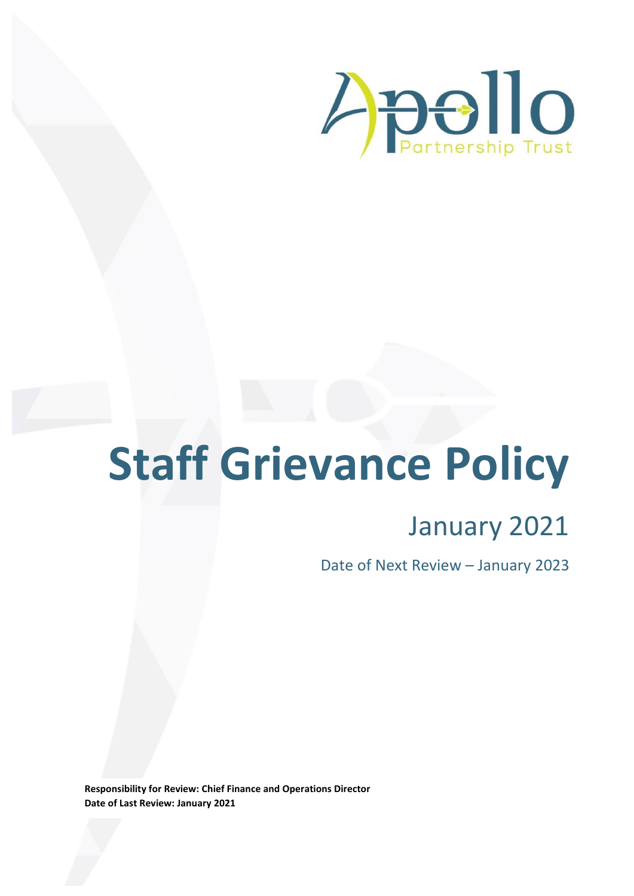Apollo Partnership Trust

# Staff Grievance Policy

## January 2021

Date of Next Review – January 2023

**Responsibility for Review: Chief Finance and Operations Director**
**Date of Last Review: January 2021**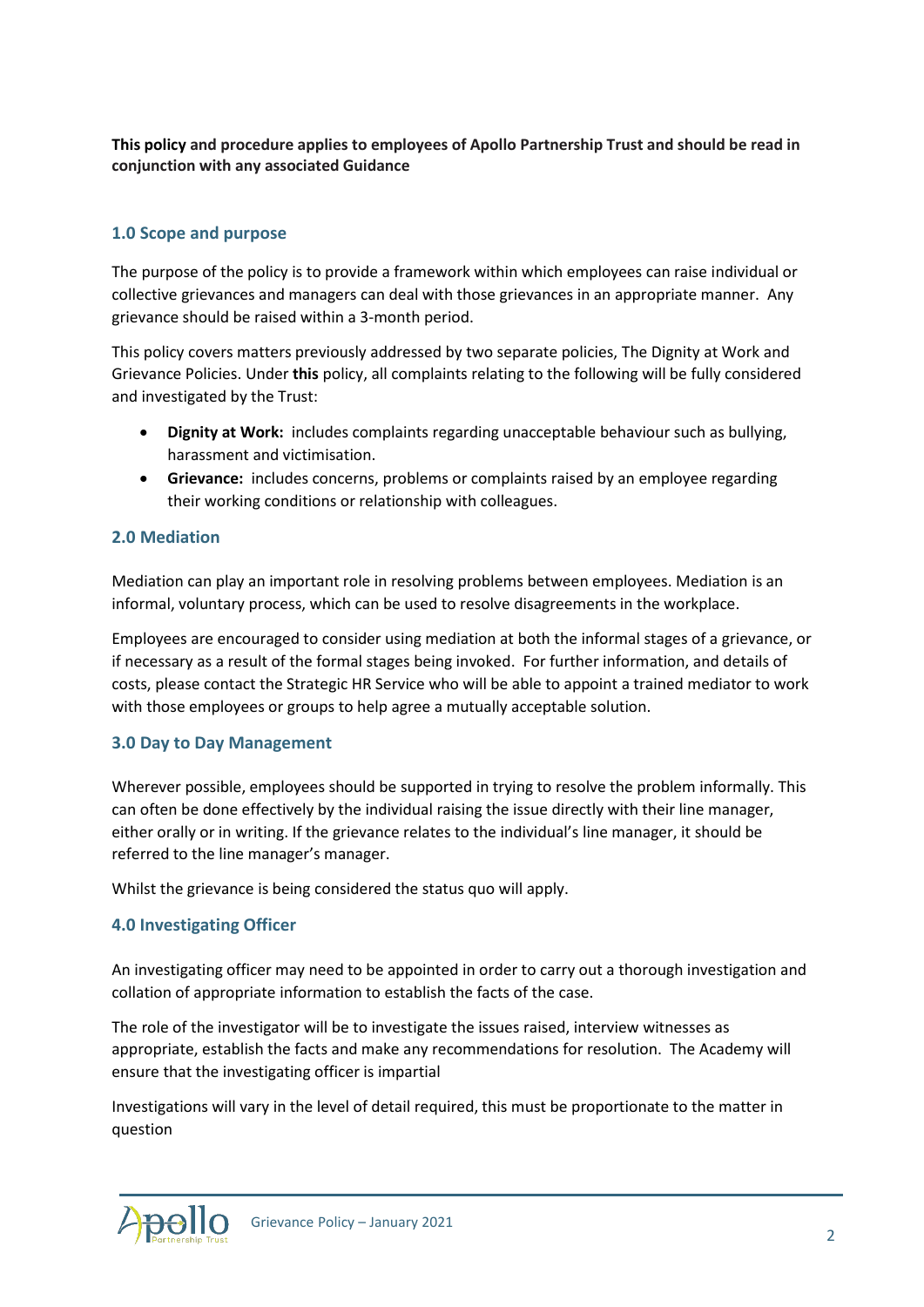**This policy and procedure applies to employees of Apollo Partnership Trust and should be read in conjunction with any associated Guidance**

## 1.0 Scope and purpose

The purpose of the policy is to provide a framework within which employees can raise individual or collective grievances and managers can deal with those grievances in an appropriate manner. Any grievance should be raised within a 3-month period.

This policy covers matters previously addressed by two separate policies, The Dignity at Work and Grievance Policies. Under **this** policy, all complaints relating to the following will be fully considered and investigated by the Trust:

- **Dignity at Work:** includes complaints regarding unacceptable behaviour such as bullying, harassment and victimisation.
- **Grievance:** includes concerns, problems or complaints raised by an employee regarding their working conditions or relationship with colleagues.

## 2.0 Mediation

Mediation can play an important role in resolving problems between employees. Mediation is an informal, voluntary process, which can be used to resolve disagreements in the workplace.

Employees are encouraged to consider using mediation at both the informal stages of a grievance, or if necessary as a result of the formal stages being invoked. For further information, and details of costs, please contact the Strategic HR Service who will be able to appoint a trained mediator to work with those employees or groups to help agree a mutually acceptable solution.

## 3.0 Day to Day Management

Wherever possible, employees should be supported in trying to resolve the problem informally. This can often be done effectively by the individual raising the issue directly with their line manager, either orally or in writing. If the grievance relates to the individual's line manager, it should be referred to the line manager's manager.

Whilst the grievance is being considered the status quo will apply.

## 4.0 Investigating Officer

An investigating officer may need to be appointed in order to carry out a thorough investigation and collation of appropriate information to establish the facts of the case.

The role of the investigator will be to investigate the issues raised, interview witnesses as appropriate, establish the facts and make any recommendations for resolution. The Academy will ensure that the investigating officer is impartial

Investigations will vary in the level of detail required, this must be proportionate to the matter in question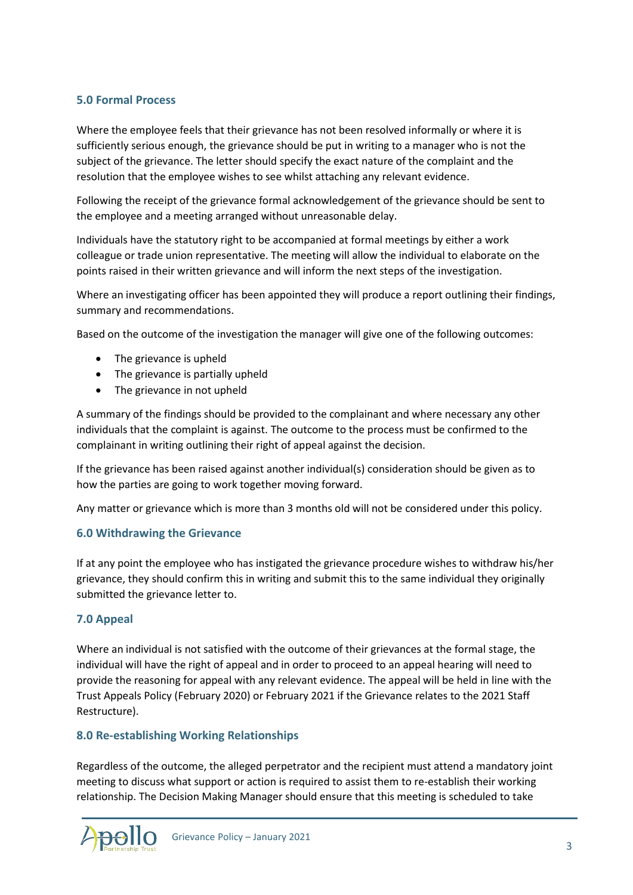## 5.0 Formal Process

Where the employee feels that their grievance has not been resolved informally or where it is sufficiently serious enough, the grievance should be put in writing to a manager who is not the subject of the grievance. The letter should specify the exact nature of the complaint and the resolution that the employee wishes to see whilst attaching any relevant evidence.

Following the receipt of the grievance formal acknowledgement of the grievance should be sent to the employee and a meeting arranged without unreasonable delay.

Individuals have the statutory right to be accompanied at formal meetings by either a work colleague or trade union representative. The meeting will allow the individual to elaborate on the points raised in their written grievance and will inform the next steps of the investigation.

Where an investigating officer has been appointed they will produce a report outlining their findings, summary and recommendations.

Based on the outcome of the investigation the manager will give one of the following outcomes:

- The grievance is upheld
- The grievance is partially upheld
- The grievance in not upheld

A summary of the findings should be provided to the complainant and where necessary any other individuals that the complaint is against. The outcome to the process must be confirmed to the complainant in writing outlining their right of appeal against the decision.

If the grievance has been raised against another individual(s) consideration should be given as to how the parties are going to work together moving forward.

Any matter or grievance which is more than 3 months old will not be considered under this policy.

## 6.0 Withdrawing the Grievance

If at any point the employee who has instigated the grievance procedure wishes to withdraw his/her grievance, they should confirm this in writing and submit this to the same individual they originally submitted the grievance letter to.

## 7.0 Appeal

Where an individual is not satisfied with the outcome of their grievances at the formal stage, the individual will have the right of appeal and in order to proceed to an appeal hearing will need to provide the reasoning for appeal with any relevant evidence. The appeal will be held in line with the Trust Appeals Policy (February 2020) or February 2021 if the Grievance relates to the 2021 Staff Restructure).

## 8.0 Re-establishing Working Relationships

Regardless of the outcome, the alleged perpetrator and the recipient must attend a mandatory joint meeting to discuss what support or action is required to assist them to re-establish their working relationship. The Decision Making Manager should ensure that this meeting is scheduled to take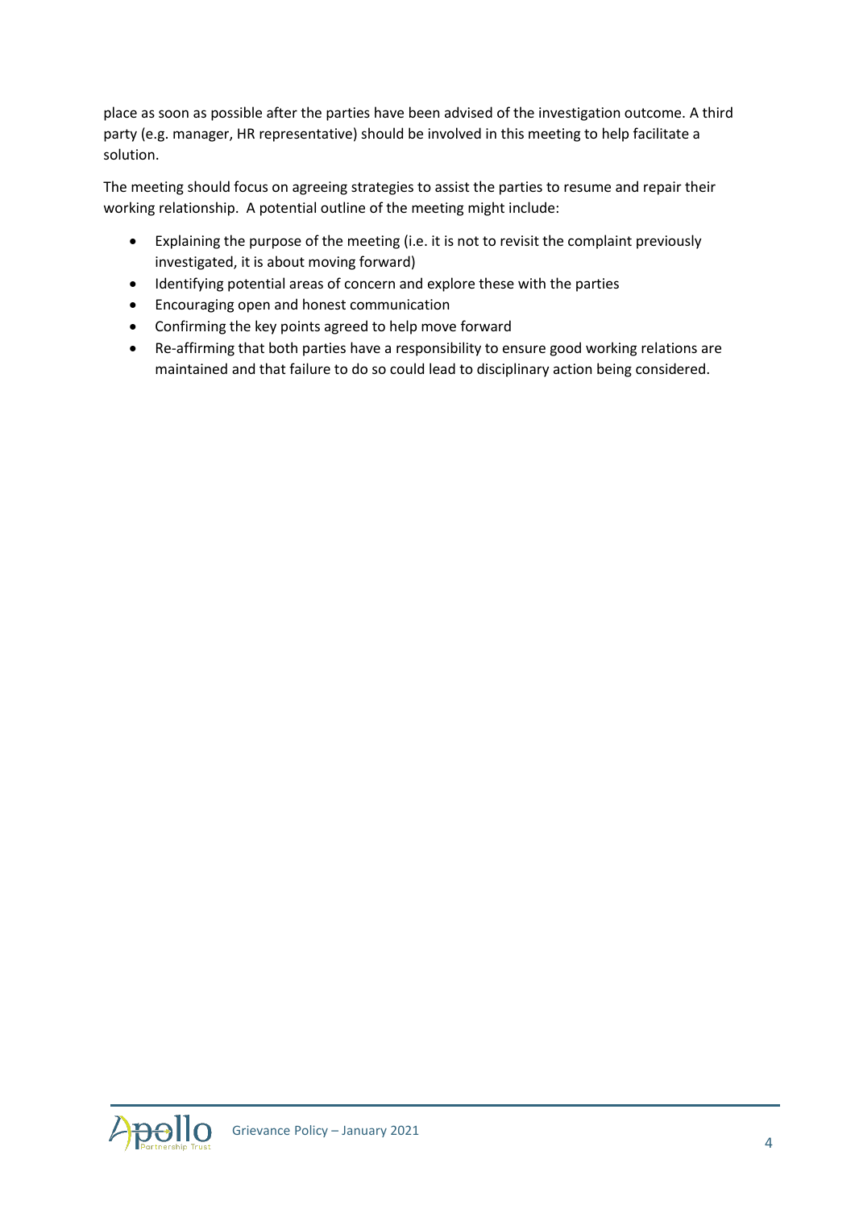place as soon as possible after the parties have been advised of the investigation outcome. A third party (e.g. manager, HR representative) should be involved in this meeting to help facilitate a solution.

The meeting should focus on agreeing strategies to assist the parties to resume and repair their working relationship. A potential outline of the meeting might include:

- Explaining the purpose of the meeting (i.e. it is not to revisit the complaint previously investigated, it is about moving forward)
- Identifying potential areas of concern and explore these with the parties
- Encouraging open and honest communication
- Confirming the key points agreed to help move forward
- Re-affirming that both parties have a responsibility to ensure good working relations are maintained and that failure to do so could lead to disciplinary action being considered.